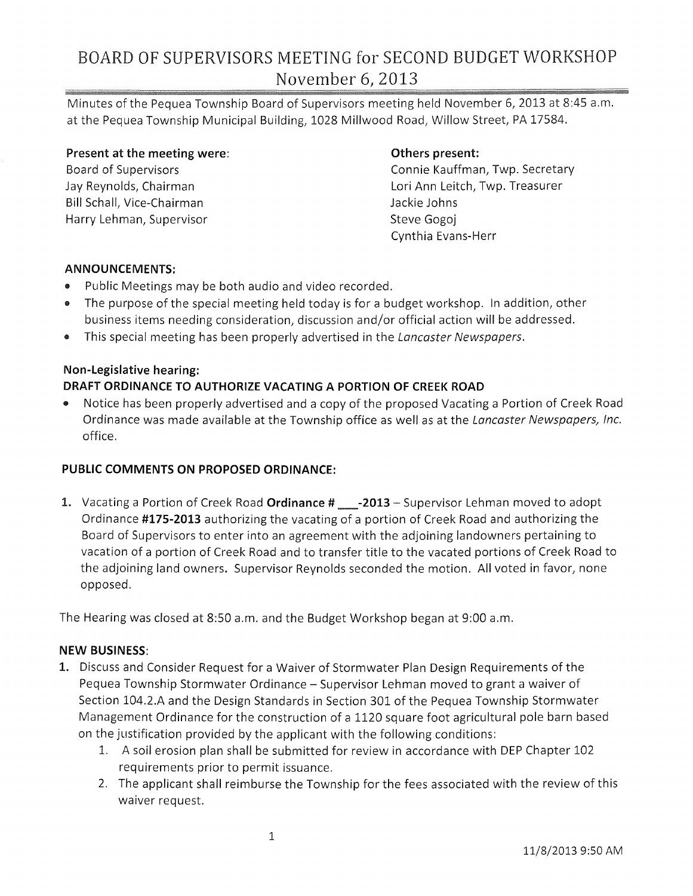# BOARD OF SUPERVISORS MEETING for SECOND BUDGET WORKSHOP
## November 6, 2013

Minutes of the Pequea Township Board of Supervisors meeting held November 6, 2013 at 8:45 a.m. at the Pequea Township Municipal Building, 1028 Millwood Road, Willow Street, PA 17584.

**Present at the meeting were:**
Board of Supervisors
Jay Reynolds, Chairman
Bill Schall, Vice-Chairman
Harry Lehman, Supervisor

**Others present:**
Connie Kauffman, Twp. Secretary
Lori Ann Leitch, Twp. Treasurer
Jackie Johns
Steve Gogoj
Cynthia Evans-Herr

**ANNOUNCEMENTS:**

- Public Meetings may be both audio and video recorded.
- The purpose of the special meeting held today is for a budget workshop. In addition, other business items needing consideration, discussion and/or official action will be addressed.
- This special meeting has been properly advertised in the *Lancaster Newspapers*.

**Non-Legislative hearing:**
**DRAFT ORDINANCE TO AUTHORIZE VACATING A PORTION OF CREEK ROAD**

- Notice has been properly advertised and a copy of the proposed Vacating a Portion of Creek Road Ordinance was made available at the Township office as well as at the *Lancaster Newspapers, Inc.* office.

**PUBLIC COMMENTS ON PROPOSED ORDINANCE:**

1. Vacating a Portion of Creek Road **Ordinance # ___-2013** – Supervisor Lehman moved to adopt Ordinance **#175-2013** authorizing the vacating of a portion of Creek Road and authorizing the Board of Supervisors to enter into an agreement with the adjoining landowners pertaining to vacation of a portion of Creek Road and to transfer title to the vacated portions of Creek Road to the adjoining land owners. Supervisor Reynolds seconded the motion. All voted in favor, none opposed.

The Hearing was closed at 8:50 a.m. and the Budget Workshop began at 9:00 a.m.

**NEW BUSINESS:**

1. Discuss and Consider Request for a Waiver of Stormwater Plan Design Requirements of the Pequea Township Stormwater Ordinance – Supervisor Lehman moved to grant a waiver of Section 104.2.A and the Design Standards in Section 301 of the Pequea Township Stormwater Management Ordinance for the construction of a 1120 square foot agricultural pole barn based on the justification provided by the applicant with the following conditions:
   1. A soil erosion plan shall be submitted for review in accordance with DEP Chapter 102 requirements prior to permit issuance.
   2. The applicant shall reimburse the Township for the fees associated with the review of this waiver request.

11/8/2013 9:50 AM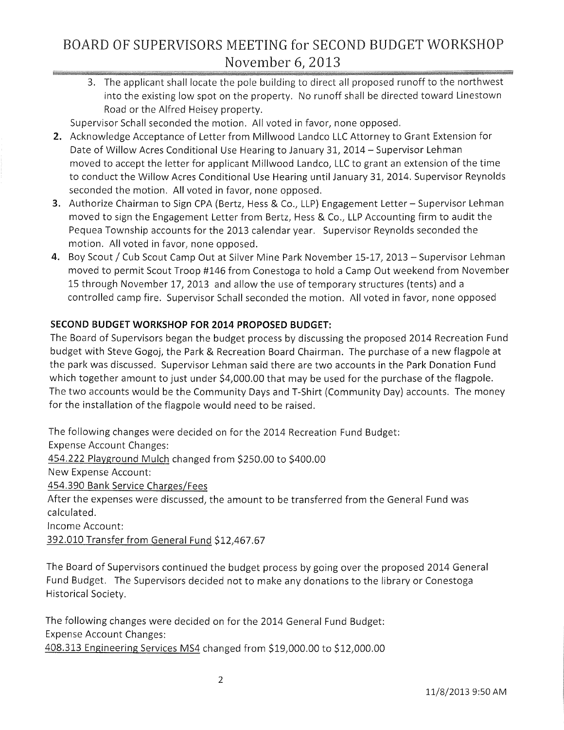3. The applicant shall locate the pole building to direct all proposed runoff to the northwest into the existing low spot on the property. No runoff shall be directed toward Linestown Road or the Alfred Heisey property.

Supervisor Schall seconded the motion. All voted in favor, none opposed.

2. Acknowledge Acceptance of Letter from Millwood Landco LLC Attorney to Grant Extension for Date of Willow Acres Conditional Use Hearing to January 31, 2014 – Supervisor Lehman moved to accept the letter for applicant Millwood Landco, LLC to grant an extension of the time to conduct the Willow Acres Conditional Use Hearing until January 31, 2014. Supervisor Reynolds seconded the motion. All voted in favor, none opposed.
3. Authorize Chairman to Sign CPA (Bertz, Hess & Co., LLP) Engagement Letter – Supervisor Lehman moved to sign the Engagement Letter from Bertz, Hess & Co., LLP Accounting firm to audit the Pequea Township accounts for the 2013 calendar year. Supervisor Reynolds seconded the motion. All voted in favor, none opposed.
4. Boy Scout / Cub Scout Camp Out at Silver Mine Park November 15-17, 2013 – Supervisor Lehman moved to permit Scout Troop #146 from Conestoga to hold a Camp Out weekend from November 15 through November 17, 2013 and allow the use of temporary structures (tents) and a controlled camp fire. Supervisor Schall seconded the motion. All voted in favor, none opposed

**SECOND BUDGET WORKSHOP FOR 2014 PROPOSED BUDGET:**

The Board of Supervisors began the budget process by discussing the proposed 2014 Recreation Fund budget with Steve Gogoj, the Park & Recreation Board Chairman. The purchase of a new flagpole at the park was discussed. Supervisor Lehman said there are two accounts in the Park Donation Fund which together amount to just under $4,000.00 that may be used for the purchase of the flagpole. The two accounts would be the Community Days and T-Shirt (Community Day) accounts. The money for the installation of the flagpole would need to be raised.

The following changes were decided on for the 2014 Recreation Fund Budget:
Expense Account Changes:
454.222 Playground Mulch changed from $250.00 to $400.00
New Expense Account:
454.390 Bank Service Charges/Fees
After the expenses were discussed, the amount to be transferred from the General Fund was calculated.
Income Account:
392.010 Transfer from General Fund $12,467.67

The Board of Supervisors continued the budget process by going over the proposed 2014 General Fund Budget. The Supervisors decided not to make any donations to the library or Conestoga Historical Society.

The following changes were decided on for the 2014 General Fund Budget:
Expense Account Changes:
408.313 Engineering Services MS4 changed from $19,000.00 to $12,000.00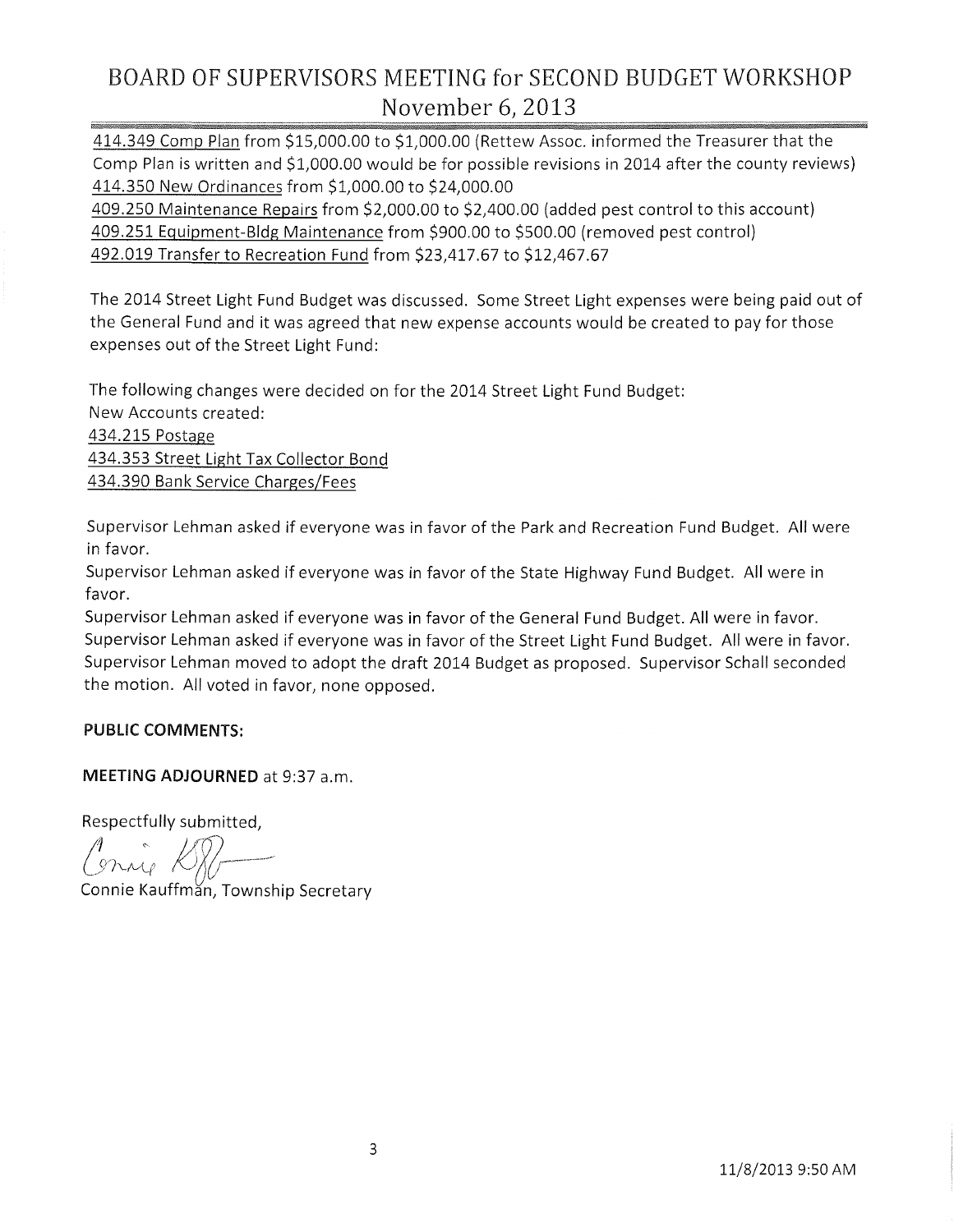<u>414.349 Comp Plan</u> from $15,000.00 to $1,000.00 (Rettew Assoc. informed the Treasurer that the Comp Plan is written and $1,000.00 would be for possible revisions in 2014 after the county reviews)
<u>414.350 New Ordinances</u> from $1,000.00 to $24,000.00
<u>409.250 Maintenance Repairs</u> from $2,000.00 to $2,400.00 (added pest control to this account)
<u>409.251 Equipment-Bldg Maintenance</u> from $900.00 to $500.00 (removed pest control)
<u>492.019 Transfer to Recreation Fund</u> from $23,417.67 to $12,467.67

The 2014 Street Light Fund Budget was discussed. Some Street Light expenses were being paid out of the General Fund and it was agreed that new expense accounts would be created to pay for those expenses out of the Street Light Fund:

The following changes were decided on for the 2014 Street Light Fund Budget:
New Accounts created:
<u>434.215 Postage</u>
<u>434.353 Street Light Tax Collector Bond</u>
<u>434.390 Bank Service Charges/Fees</u>

Supervisor Lehman asked if everyone was in favor of the Park and Recreation Fund Budget. All were in favor.
Supervisor Lehman asked if everyone was in favor of the State Highway Fund Budget. All were in favor.
Supervisor Lehman asked if everyone was in favor of the General Fund Budget. All were in favor.
Supervisor Lehman asked if everyone was in favor of the Street Light Fund Budget. All were in favor.
Supervisor Lehman moved to adopt the draft 2014 Budget as proposed. Supervisor Schall seconded the motion. All voted in favor, none opposed.

**PUBLIC COMMENTS:**

**MEETING ADJOURNED** at 9:37 a.m.

Respectfully submitted,

Connie Kauffman, Township Secretary

11/8/2013 9:50 AM